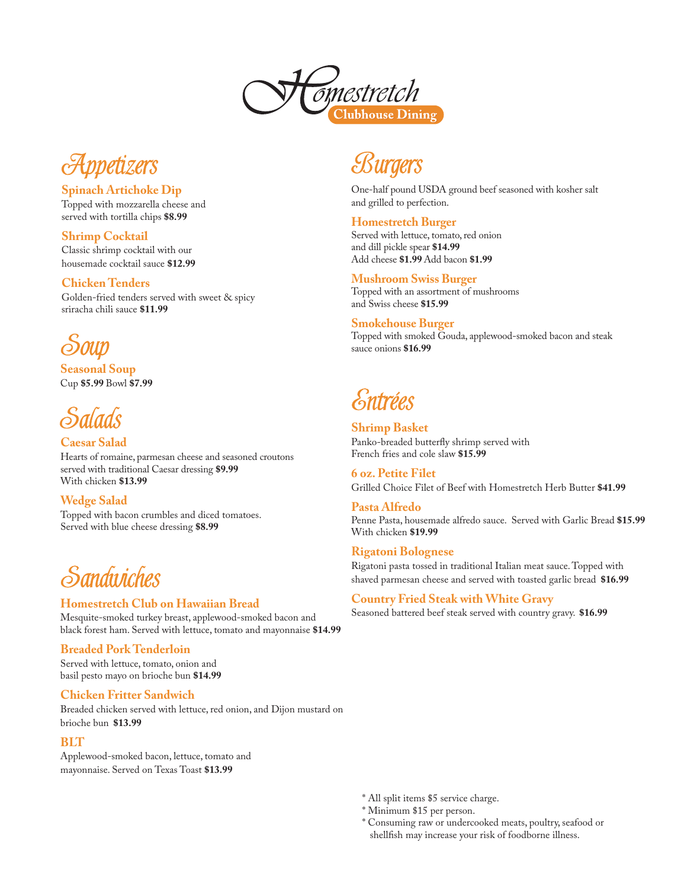# Homestretch

Clubhouse Dining

## Appetizers

### Spinach Artichoke Dip
Topped with mozzarella cheese and served with tortilla chips **$8.99**

### Shrimp Cocktail
Classic shrimp cocktail with our housemade cocktail sauce **$12.99**

### Chicken Tenders
Golden-fried tenders served with sweet & spicy sriracha chili sauce **$11.99**

## Soup

### Seasonal Soup
Cup **$5.99** Bowl **$7.99**

## Salads

### Caesar Salad
Hearts of romaine, parmesan cheese and seasoned croutons served with traditional Caesar dressing **$9.99**
With chicken **$13.99**

### Wedge Salad
Topped with bacon crumbles and diced tomatoes. Served with blue cheese dressing **$8.99**

## Sandwiches

### Homestretch Club on Hawaiian Bread
Mesquite-smoked turkey breast, applewood-smoked bacon and black forest ham. Served with lettuce, tomato and mayonnaise **$14.99**

### Breaded Pork Tenderloin
Served with lettuce, tomato, onion and basil pesto mayo on brioche bun **$14.99**

### Chicken Fritter Sandwich
Breaded chicken served with lettuce, red onion, and Dijon mustard on brioche bun **$13.99**

### BLT
Applewood-smoked bacon, lettuce, tomato and mayonnaise. Served on Texas Toast **$13.99**

## Burgers

One-half pound USDA ground beef seasoned with kosher salt and grilled to perfection.

### Homestretch Burger
Served with lettuce, tomato, red onion and dill pickle spear **$14.99**
Add cheese **$1.99** Add bacon **$1.99**

### Mushroom Swiss Burger
Topped with an assortment of mushrooms and Swiss cheese **$15.99**

### Smokehouse Burger
Topped with smoked Gouda, applewood-smoked bacon and steak sauce onions **$16.99**

## Entrées

### Shrimp Basket
Panko-breaded butterfly shrimp served with French fries and cole slaw **$15.99**

### 6 oz. Petite Filet
Grilled Choice Filet of Beef with Homestretch Herb Butter **$41.99**

### Pasta Alfredo
Penne Pasta, housemade alfredo sauce. Served with Garlic Bread **$15.99**
With chicken **$19.99**

### Rigatoni Bolognese
Rigatoni pasta tossed in traditional Italian meat sauce. Topped with shaved parmesan cheese and served with toasted garlic bread **$16.99**

### Country Fried Steak with White Gravy
Seasoned battered beef steak served with country gravy. **$16.99**

* All split items $5 service charge.
* Minimum $15 per person.
* Consuming raw or undercooked meats, poultry, seafood or shellfish may increase your risk of foodborne illness.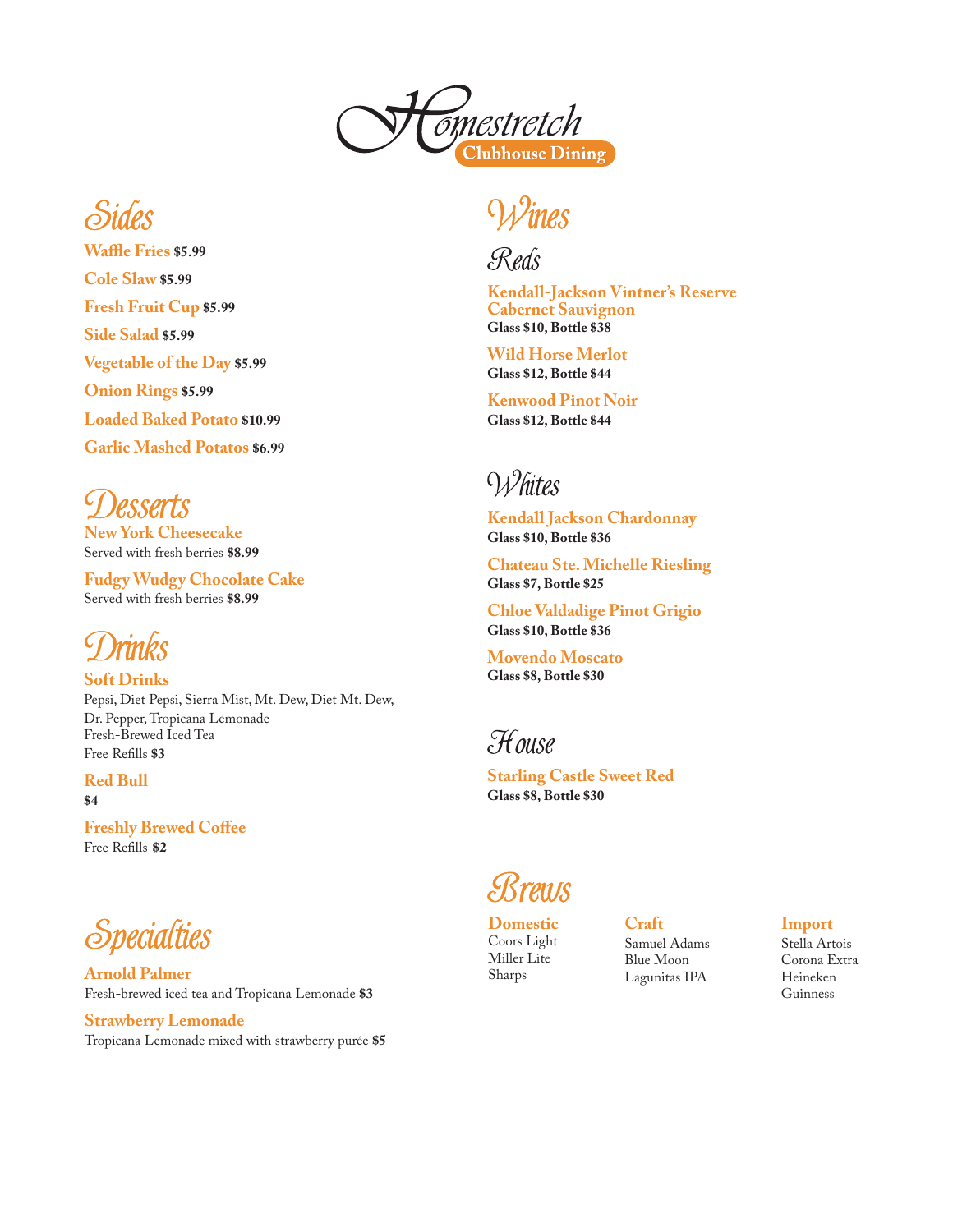# Homestretch

**Clubhouse Dining**

## Sides

**Waffle Fries** **$5.99**

**Cole Slaw** **$5.99**

**Fresh Fruit Cup** **$5.99**

**Side Salad** **$5.99**

**Vegetable of the Day** **$5.99**

**Onion Rings** **$5.99**

**Loaded Baked Potato** **$10.99**

**Garlic Mashed Potatos** **$6.99**

## Desserts

**New York Cheesecake**
Served with fresh berries **$8.99**

**Fudgy Wudgy Chocolate Cake**
Served with fresh berries **$8.99**

## Drinks

**Soft Drinks**
Pepsi, Diet Pepsi, Sierra Mist, Mt. Dew, Diet Mt. Dew, Dr. Pepper, Tropicana Lemonade
Fresh-Brewed Iced Tea
Free Refills **$3**

**Red Bull**
**$4**

**Freshly Brewed Coffee**
Free Refills **$2**

## Specialties

**Arnold Palmer**
Fresh-brewed iced tea and Tropicana Lemonade **$3**

**Strawberry Lemonade**
Tropicana Lemonade mixed with strawberry purée **$5**

## Wines

### Reds

**Kendall-Jackson Vintner's Reserve Cabernet Sauvignon**
**Glass $10, Bottle $38**

**Wild Horse Merlot**
**Glass $12, Bottle $44**

**Kenwood Pinot Noir**
**Glass $12, Bottle $44**

### Whites

**Kendall Jackson Chardonnay**
**Glass $10, Bottle $36**

**Chateau Ste. Michelle Riesling**
**Glass $7, Bottle $25**

**Chloe Valdadige Pinot Grigio**
**Glass $10, Bottle $36**

**Movendo Moscato**
**Glass $8, Bottle $30**

### House

**Starling Castle Sweet Red**
**Glass $8, Bottle $30**

## Brews

**Domestic**
Coors Light
Miller Lite
Sharps

**Craft**
Samuel Adams
Blue Moon
Lagunitas IPA

**Import**
Stella Artois
Corona Extra
Heineken
Guinness